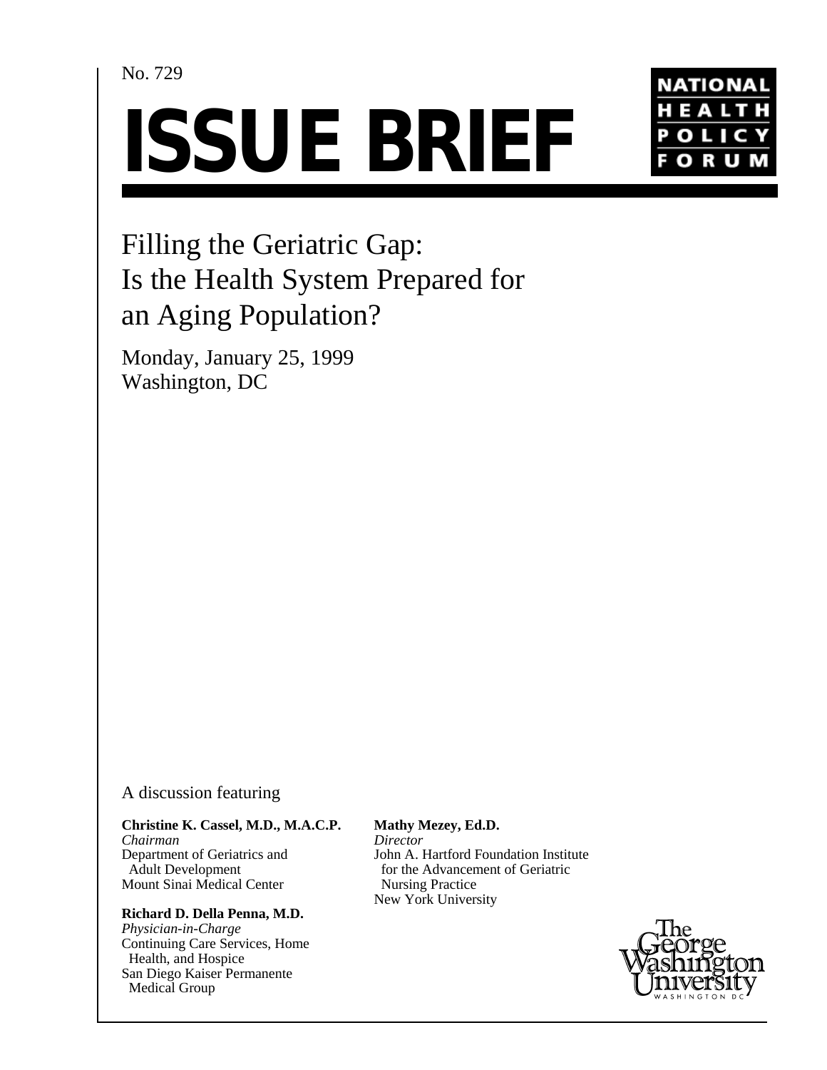No. 729

# ISSUE BRIEF

NATIONAL HEALTH POLICY FORUM

## Filling the Geriatric Gap: Is the Health System Prepared for an Aging Population?

Monday, January 25, 1999
Washington, DC

A discussion featuring

**Christine K. Cassel, M.D., M.A.C.P.**
*Chairman*
Department of Geriatrics and Adult Development
Mount Sinai Medical Center

**Richard D. Della Penna, M.D.**
*Physician-in-Charge*
Continuing Care Services, Home Health, and Hospice
San Diego Kaiser Permanente Medical Group

**Mathy Mezey, Ed.D.**
*Director*
John A. Hartford Foundation Institute for the Advancement of Geriatric Nursing Practice
New York University

The George Washington University
WASHINGTON DC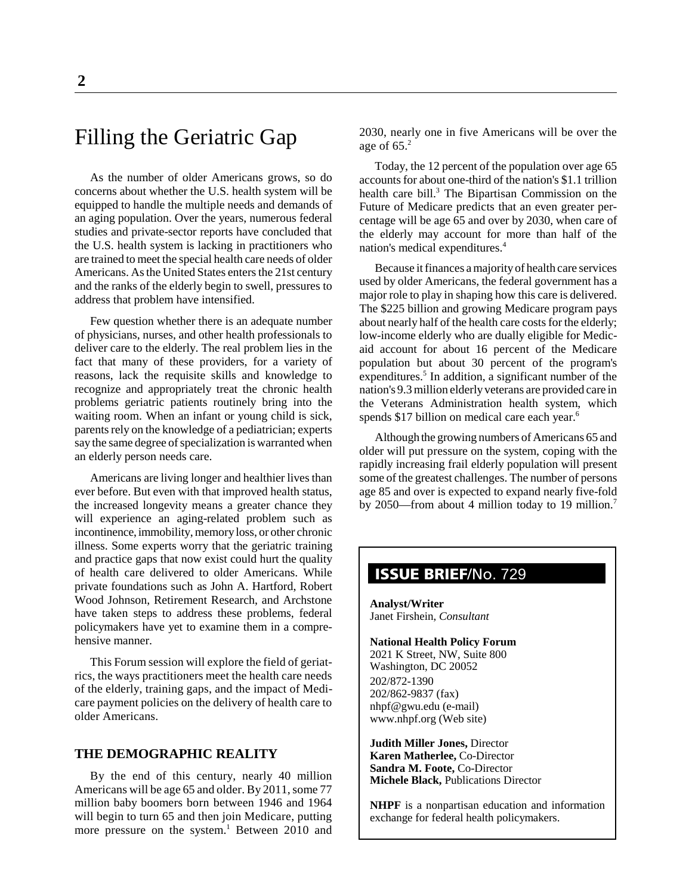# Filling the Geriatric Gap

As the number of older Americans grows, so do concerns about whether the U.S. health system will be equipped to handle the multiple needs and demands of an aging population. Over the years, numerous federal studies and private-sector reports have concluded that the U.S. health system is lacking in practitioners who are trained to meet the special health care needs of older Americans. As the United States enters the 21st century and the ranks of the elderly begin to swell, pressures to address that problem have intensified.

Few question whether there is an adequate number of physicians, nurses, and other health professionals to deliver care to the elderly. The real problem lies in the fact that many of these providers, for a variety of reasons, lack the requisite skills and knowledge to recognize and appropriately treat the chronic health problems geriatric patients routinely bring into the waiting room. When an infant or young child is sick, parents rely on the knowledge of a pediatrician; experts say the same degree of specialization is warranted when an elderly person needs care.

Americans are living longer and healthier lives than ever before. But even with that improved health status, the increased longevity means a greater chance they will experience an aging-related problem such as incontinence, immobility, memory loss, or other chronic illness. Some experts worry that the geriatric training and practice gaps that now exist could hurt the quality of health care delivered to older Americans. While private foundations such as John A. Hartford, Robert Wood Johnson, Retirement Research, and Archstone have taken steps to address these problems, federal policymakers have yet to examine them in a comprehensive manner.

This Forum session will explore the field of geriatrics, the ways practitioners meet the health care needs of the elderly, training gaps, and the impact of Medicare payment policies on the delivery of health care to older Americans.

## THE DEMOGRAPHIC REALITY

By the end of this century, nearly 40 million Americans will be age 65 and older. By 2011, some 77 million baby boomers born between 1946 and 1964 will begin to turn 65 and then join Medicare, putting more pressure on the system.[1] Between 2010 and 2030, nearly one in five Americans will be over the age of 65.[2]

Today, the 12 percent of the population over age 65 accounts for about one-third of the nation's $1.1 trillion health care bill.[3] The Bipartisan Commission on the Future of Medicare predicts that an even greater percentage will be age 65 and over by 2030, when care of the elderly may account for more than half of the nation's medical expenditures.[4]

Because it finances a majority of health care services used by older Americans, the federal government has a major role to play in shaping how this care is delivered. The $225 billion and growing Medicare program pays about nearly half of the health care costs for the elderly; low-income elderly who are dually eligible for Medicaid account for about 16 percent of the Medicare population but about 30 percent of the program's expenditures.[5] In addition, a significant number of the nation's 9.3 million elderly veterans are provided care in the Veterans Administration health system, which spends $17 billion on medical care each year.[6]

Although the growing numbers of Americans 65 and older will put pressure on the system, coping with the rapidly increasing frail elderly population will present some of the greatest challenges. The number of persons age 85 and over is expected to expand nearly five-fold by 2050—from about 4 million today to 19 million.[7]

**ISSUE BRIEF**/No. 729

**Analyst/Writer**
Janet Firshein, *Consultant*

**National Health Policy Forum**
2021 K Street, NW, Suite 800
Washington, DC 20052
202/872-1390
202/862-9837 (fax)
nhpf@gwu.edu (e-mail)
www.nhpf.org (Web site)

**Judith Miller Jones,** Director
**Karen Matherlee,** Co-Director
**Sandra M. Foote,** Co-Director
**Michele Black,** Publications Director

**NHPF** is a nonpartisan education and information exchange for federal health policymakers.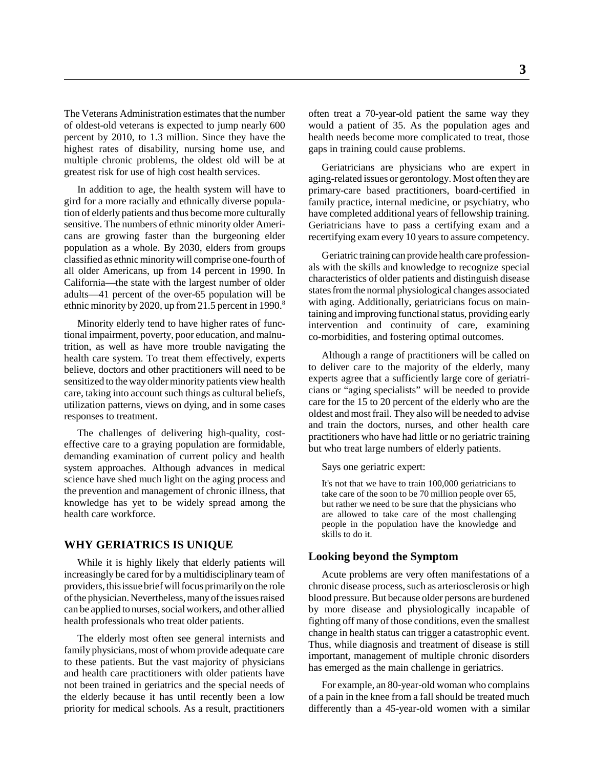The Veterans Administration estimates that the number of oldest-old veterans is expected to jump nearly 600 percent by 2010, to 1.3 million. Since they have the highest rates of disability, nursing home use, and multiple chronic problems, the oldest old will be at greatest risk for use of high cost health services.

In addition to age, the health system will have to gird for a more racially and ethnically diverse population of elderly patients and thus become more culturally sensitive. The numbers of ethnic minority older Americans are growing faster than the burgeoning elder population as a whole. By 2030, elders from groups classified as ethnic minority will comprise one-fourth of all older Americans, up from 14 percent in 1990. In California—the state with the largest number of older adults—41 percent of the over-65 population will be ethnic minority by 2020, up from 21.5 percent in 1990.[8]

Minority elderly tend to have higher rates of functional impairment, poverty, poor education, and malnutrition, as well as have more trouble navigating the health care system. To treat them effectively, experts believe, doctors and other practitioners will need to be sensitized to the way older minority patients view health care, taking into account such things as cultural beliefs, utilization patterns, views on dying, and in some cases responses to treatment.

The challenges of delivering high-quality, cost-effective care to a graying population are formidable, demanding examination of current policy and health system approaches. Although advances in medical science have shed much light on the aging process and the prevention and management of chronic illness, that knowledge has yet to be widely spread among the health care workforce.

## WHY GERIATRICS IS UNIQUE

While it is highly likely that elderly patients will increasingly be cared for by a multidisciplinary team of providers, this issue brief will focus primarily on the role of the physician. Nevertheless, many of the issues raised can be applied to nurses, social workers, and other allied health professionals who treat older patients.

The elderly most often see general internists and family physicians, most of whom provide adequate care to these patients. But the vast majority of physicians and health care practitioners with older patients have not been trained in geriatrics and the special needs of the elderly because it has until recently been a low priority for medical schools. As a result, practitioners often treat a 70-year-old patient the same way they would a patient of 35. As the population ages and health needs become more complicated to treat, those gaps in training could cause problems.

Geriatricians are physicians who are expert in aging-related issues or gerontology. Most often they are primary-care based practitioners, board-certified in family practice, internal medicine, or psychiatry, who have completed additional years of fellowship training. Geriatricians have to pass a certifying exam and a recertifying exam every 10 years to assure competency.

Geriatric training can provide health care professionals with the skills and knowledge to recognize special characteristics of older patients and distinguish disease states from the normal physiological changes associated with aging. Additionally, geriatricians focus on maintaining and improving functional status, providing early intervention and continuity of care, examining co-morbidities, and fostering optimal outcomes.

Although a range of practitioners will be called on to deliver care to the majority of the elderly, many experts agree that a sufficiently large core of geriatricians or "aging specialists" will be needed to provide care for the 15 to 20 percent of the elderly who are the oldest and most frail. They also will be needed to advise and train the doctors, nurses, and other health care practitioners who have had little or no geriatric training but who treat large numbers of elderly patients.

Says one geriatric expert:

> It's not that we have to train 100,000 geriatricians to take care of the soon to be 70 million people over 65, but rather we need to be sure that the physicians who are allowed to take care of the most challenging people in the population have the knowledge and skills to do it.

### Looking beyond the Symptom

Acute problems are very often manifestations of a chronic disease process, such as arteriosclerosis or high blood pressure. But because older persons are burdened by more disease and physiologically incapable of fighting off many of those conditions, even the smallest change in health status can trigger a catastrophic event. Thus, while diagnosis and treatment of disease is still important, management of multiple chronic disorders has emerged as the main challenge in geriatrics.

For example, an 80-year-old woman who complains of a pain in the knee from a fall should be treated much differently than a 45-year-old women with a similar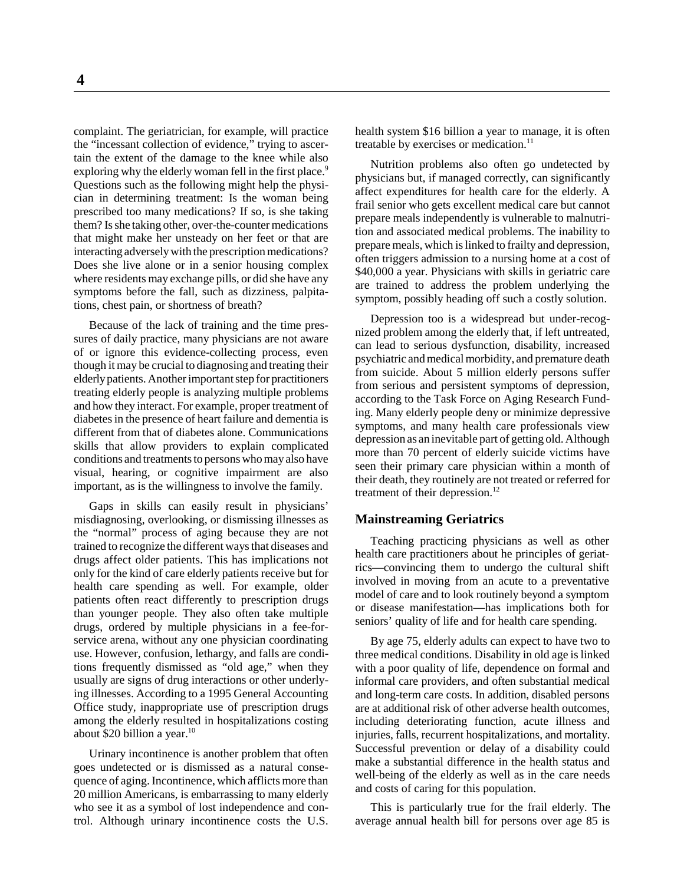complaint. The geriatrician, for example, will practice the "incessant collection of evidence," trying to ascertain the extent of the damage to the knee while also exploring why the elderly woman fell in the first place.[9] Questions such as the following might help the physician in determining treatment: Is the woman being prescribed too many medications? If so, is she taking them? Is she taking other, over-the-counter medications that might make her unsteady on her feet or that are interacting adversely with the prescription medications? Does she live alone or in a senior housing complex where residents may exchange pills, or did she have any symptoms before the fall, such as dizziness, palpitations, chest pain, or shortness of breath?

Because of the lack of training and the time pressures of daily practice, many physicians are not aware of or ignore this evidence-collecting process, even though it may be crucial to diagnosing and treating their elderly patients. Another important step for practitioners treating elderly people is analyzing multiple problems and how they interact. For example, proper treatment of diabetes in the presence of heart failure and dementia is different from that of diabetes alone. Communications skills that allow providers to explain complicated conditions and treatments to persons who may also have visual, hearing, or cognitive impairment are also important, as is the willingness to involve the family.

Gaps in skills can easily result in physicians' misdiagnosing, overlooking, or dismissing illnesses as the "normal" process of aging because they are not trained to recognize the different ways that diseases and drugs affect older patients. This has implications not only for the kind of care elderly patients receive but for health care spending as well. For example, older patients often react differently to prescription drugs than younger people. They also often take multiple drugs, ordered by multiple physicians in a fee-for-service arena, without any one physician coordinating use. However, confusion, lethargy, and falls are conditions frequently dismissed as "old age," when they usually are signs of drug interactions or other underlying illnesses. According to a 1995 General Accounting Office study, inappropriate use of prescription drugs among the elderly resulted in hospitalizations costing about $20 billion a year.[10]

Urinary incontinence is another problem that often goes undetected or is dismissed as a natural consequence of aging. Incontinence, which afflicts more than 20 million Americans, is embarrassing to many elderly who see it as a symbol of lost independence and control. Although urinary incontinence costs the U.S. health system $16 billion a year to manage, it is often treatable by exercises or medication.[11]

Nutrition problems also often go undetected by physicians but, if managed correctly, can significantly affect expenditures for health care for the elderly. A frail senior who gets excellent medical care but cannot prepare meals independently is vulnerable to malnutrition and associated medical problems. The inability to prepare meals, which is linked to frailty and depression, often triggers admission to a nursing home at a cost of $40,000 a year. Physicians with skills in geriatric care are trained to address the problem underlying the symptom, possibly heading off such a costly solution.

Depression too is a widespread but under-recognized problem among the elderly that, if left untreated, can lead to serious dysfunction, disability, increased psychiatric and medical morbidity, and premature death from suicide. About 5 million elderly persons suffer from serious and persistent symptoms of depression, according to the Task Force on Aging Research Funding. Many elderly people deny or minimize depressive symptoms, and many health care professionals view depression as an inevitable part of getting old. Although more than 70 percent of elderly suicide victims have seen their primary care physician within a month of their death, they routinely are not treated or referred for treatment of their depression.[12]

## Mainstreaming Geriatrics

Teaching practicing physicians as well as other health care practitioners about he principles of geriatrics—convincing them to undergo the cultural shift involved in moving from an acute to a preventative model of care and to look routinely beyond a symptom or disease manifestation—has implications both for seniors' quality of life and for health care spending.

By age 75, elderly adults can expect to have two to three medical conditions. Disability in old age is linked with a poor quality of life, dependence on formal and informal care providers, and often substantial medical and long-term care costs. In addition, disabled persons are at additional risk of other adverse health outcomes, including deteriorating function, acute illness and injuries, falls, recurrent hospitalizations, and mortality. Successful prevention or delay of a disability could make a substantial difference in the health status and well-being of the elderly as well as in the care needs and costs of caring for this population.

This is particularly true for the frail elderly. The average annual health bill for persons over age 85 is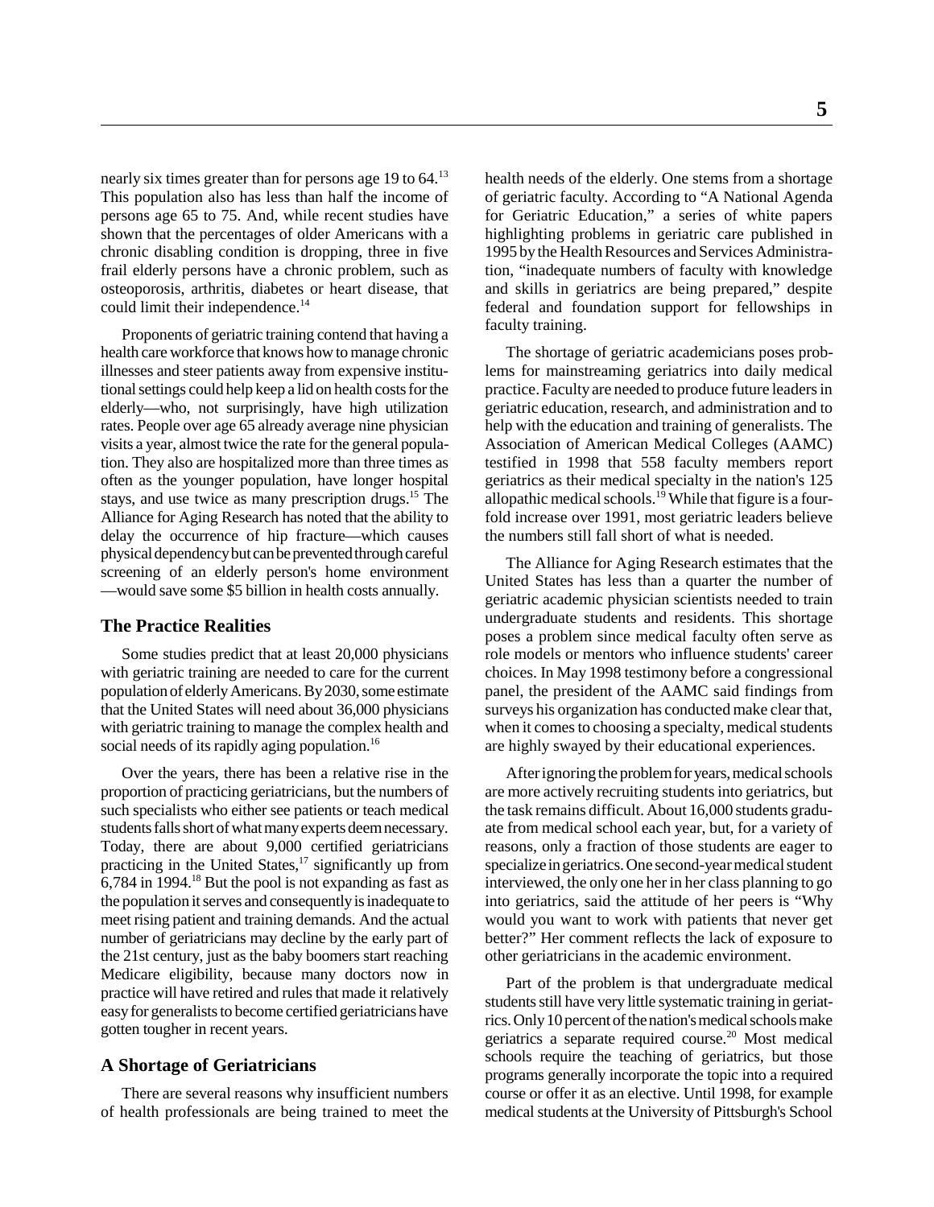nearly six times greater than for persons age 19 to 64.[13] This population also has less than half the income of persons age 65 to 75. And, while recent studies have shown that the percentages of older Americans with a chronic disabling condition is dropping, three in five frail elderly persons have a chronic problem, such as osteoporosis, arthritis, diabetes or heart disease, that could limit their independence.[14]

Proponents of geriatric training contend that having a health care workforce that knows how to manage chronic illnesses and steer patients away from expensive institutional settings could help keep a lid on health costs for the elderly—who, not surprisingly, have high utilization rates. People over age 65 already average nine physician visits a year, almost twice the rate for the general population. They also are hospitalized more than three times as often as the younger population, have longer hospital stays, and use twice as many prescription drugs.[15] The Alliance for Aging Research has noted that the ability to delay the occurrence of hip fracture—which causes physical dependency but can be prevented through careful screening of an elderly person's home environment —would save some $5 billion in health costs annually.

## The Practice Realities

Some studies predict that at least 20,000 physicians with geriatric training are needed to care for the current population of elderly Americans. By 2030, some estimate that the United States will need about 36,000 physicians with geriatric training to manage the complex health and social needs of its rapidly aging population.[16]

Over the years, there has been a relative rise in the proportion of practicing geriatricians, but the numbers of such specialists who either see patients or teach medical students falls short of what many experts deem necessary. Today, there are about 9,000 certified geriatricians practicing in the United States,[17] significantly up from 6,784 in 1994.[18] But the pool is not expanding as fast as the population it serves and consequently is inadequate to meet rising patient and training demands. And the actual number of geriatricians may decline by the early part of the 21st century, just as the baby boomers start reaching Medicare eligibility, because many doctors now in practice will have retired and rules that made it relatively easy for generalists to become certified geriatricians have gotten tougher in recent years.

## A Shortage of Geriatricians

There are several reasons why insufficient numbers of health professionals are being trained to meet the health needs of the elderly. One stems from a shortage of geriatric faculty. According to "A National Agenda for Geriatric Education," a series of white papers highlighting problems in geriatric care published in 1995 by the Health Resources and Services Administration, "inadequate numbers of faculty with knowledge and skills in geriatrics are being prepared," despite federal and foundation support for fellowships in faculty training.

The shortage of geriatric academicians poses problems for mainstreaming geriatrics into daily medical practice. Faculty are needed to produce future leaders in geriatric education, research, and administration and to help with the education and training of generalists. The Association of American Medical Colleges (AAMC) testified in 1998 that 558 faculty members report geriatrics as their medical specialty in the nation's 125 allopathic medical schools.[19] While that figure is a fourfold increase over 1991, most geriatric leaders believe the numbers still fall short of what is needed.

The Alliance for Aging Research estimates that the United States has less than a quarter the number of geriatric academic physician scientists needed to train undergraduate students and residents. This shortage poses a problem since medical faculty often serve as role models or mentors who influence students' career choices. In May 1998 testimony before a congressional panel, the president of the AAMC said findings from surveys his organization has conducted make clear that, when it comes to choosing a specialty, medical students are highly swayed by their educational experiences.

After ignoring the problem for years, medical schools are more actively recruiting students into geriatrics, but the task remains difficult. About 16,000 students graduate from medical school each year, but, for a variety of reasons, only a fraction of those students are eager to specialize in geriatrics. One second-year medical student interviewed, the only one her in her class planning to go into geriatrics, said the attitude of her peers is "Why would you want to work with patients that never get better?" Her comment reflects the lack of exposure to other geriatricians in the academic environment.

Part of the problem is that undergraduate medical students still have very little systematic training in geriatrics. Only 10 percent of the nation's medical schools make geriatrics a separate required course.[20] Most medical schools require the teaching of geriatrics, but those programs generally incorporate the topic into a required course or offer it as an elective. Until 1998, for example medical students at the University of Pittsburgh's School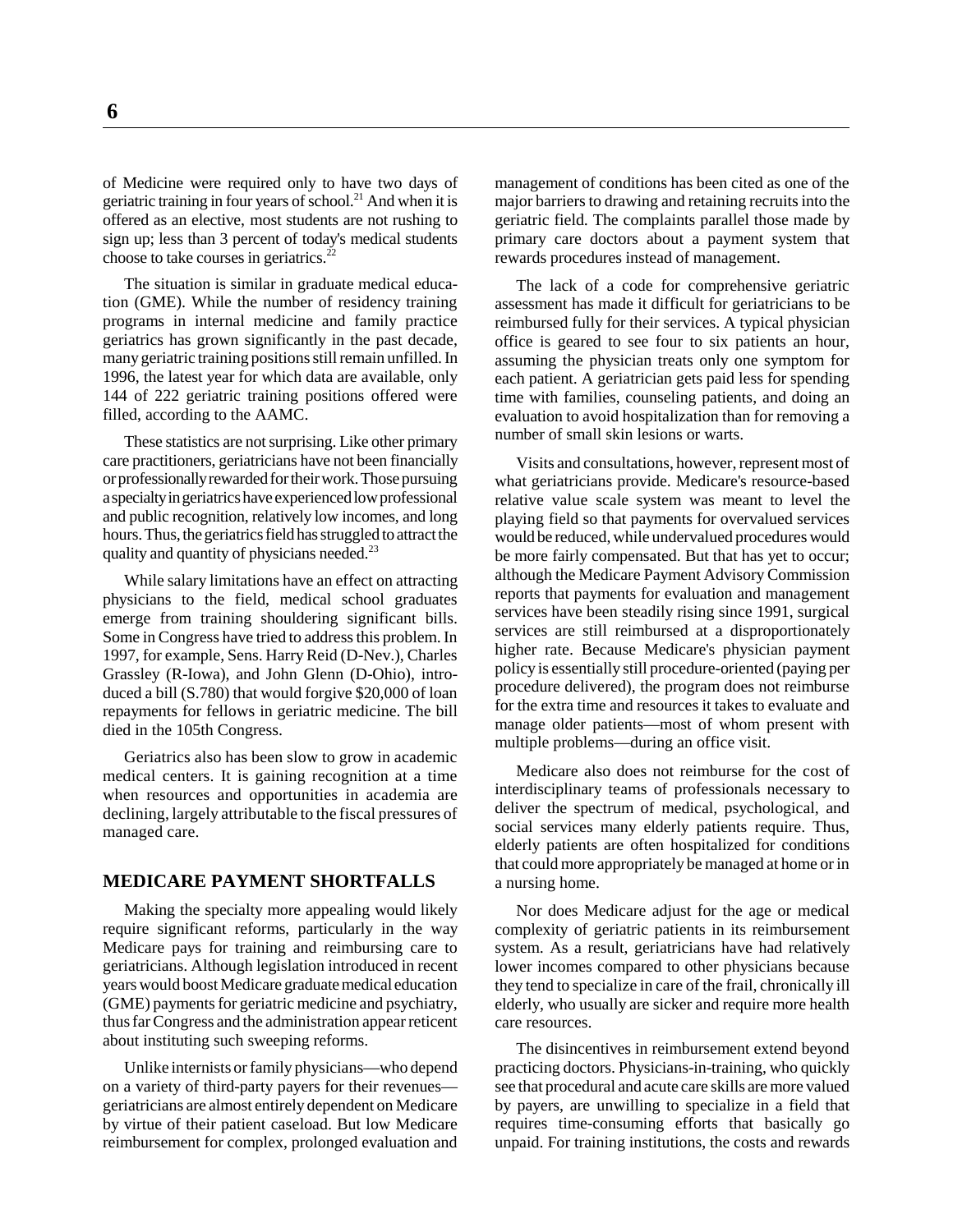of Medicine were required only to have two days of geriatric training in four years of school.[21] And when it is offered as an elective, most students are not rushing to sign up; less than 3 percent of today's medical students choose to take courses in geriatrics.[22]

The situation is similar in graduate medical education (GME). While the number of residency training programs in internal medicine and family practice geriatrics has grown significantly in the past decade, many geriatric training positions still remain unfilled. In 1996, the latest year for which data are available, only 144 of 222 geriatric training positions offered were filled, according to the AAMC.

These statistics are not surprising. Like other primary care practitioners, geriatricians have not been financially or professionally rewarded for their work. Those pursuing a specialty in geriatrics have experienced low professional and public recognition, relatively low incomes, and long hours. Thus, the geriatrics field has struggled to attract the quality and quantity of physicians needed.[23]

While salary limitations have an effect on attracting physicians to the field, medical school graduates emerge from training shouldering significant bills. Some in Congress have tried to address this problem. In 1997, for example, Sens. Harry Reid (D-Nev.), Charles Grassley (R-Iowa), and John Glenn (D-Ohio), introduced a bill (S.780) that would forgive $20,000 of loan repayments for fellows in geriatric medicine. The bill died in the 105th Congress.

Geriatrics also has been slow to grow in academic medical centers. It is gaining recognition at a time when resources and opportunities in academia are declining, largely attributable to the fiscal pressures of managed care.

## MEDICARE PAYMENT SHORTFALLS

Making the specialty more appealing would likely require significant reforms, particularly in the way Medicare pays for training and reimbursing care to geriatricians. Although legislation introduced in recent years would boost Medicare graduate medical education (GME) payments for geriatric medicine and psychiatry, thus far Congress and the administration appear reticent about instituting such sweeping reforms.

Unlike internists or family physicians—who depend on a variety of third-party payers for their revenues—geriatricians are almost entirely dependent on Medicare by virtue of their patient caseload. But low Medicare reimbursement for complex, prolonged evaluation and management of conditions has been cited as one of the major barriers to drawing and retaining recruits into the geriatric field. The complaints parallel those made by primary care doctors about a payment system that rewards procedures instead of management.

The lack of a code for comprehensive geriatric assessment has made it difficult for geriatricians to be reimbursed fully for their services. A typical physician office is geared to see four to six patients an hour, assuming the physician treats only one symptom for each patient. A geriatrician gets paid less for spending time with families, counseling patients, and doing an evaluation to avoid hospitalization than for removing a number of small skin lesions or warts.

Visits and consultations, however, represent most of what geriatricians provide. Medicare's resource-based relative value scale system was meant to level the playing field so that payments for overvalued services would be reduced, while undervalued procedures would be more fairly compensated. But that has yet to occur; although the Medicare Payment Advisory Commission reports that payments for evaluation and management services have been steadily rising since 1991, surgical services are still reimbursed at a disproportionately higher rate. Because Medicare's physician payment policy is essentially still procedure-oriented (paying per procedure delivered), the program does not reimburse for the extra time and resources it takes to evaluate and manage older patients—most of whom present with multiple problems—during an office visit.

Medicare also does not reimburse for the cost of interdisciplinary teams of professionals necessary to deliver the spectrum of medical, psychological, and social services many elderly patients require. Thus, elderly patients are often hospitalized for conditions that could more appropriately be managed at home or in a nursing home.

Nor does Medicare adjust for the age or medical complexity of geriatric patients in its reimbursement system. As a result, geriatricians have had relatively lower incomes compared to other physicians because they tend to specialize in care of the frail, chronically ill elderly, who usually are sicker and require more health care resources.

The disincentives in reimbursement extend beyond practicing doctors. Physicians-in-training, who quickly see that procedural and acute care skills are more valued by payers, are unwilling to specialize in a field that requires time-consuming efforts that basically go unpaid. For training institutions, the costs and rewards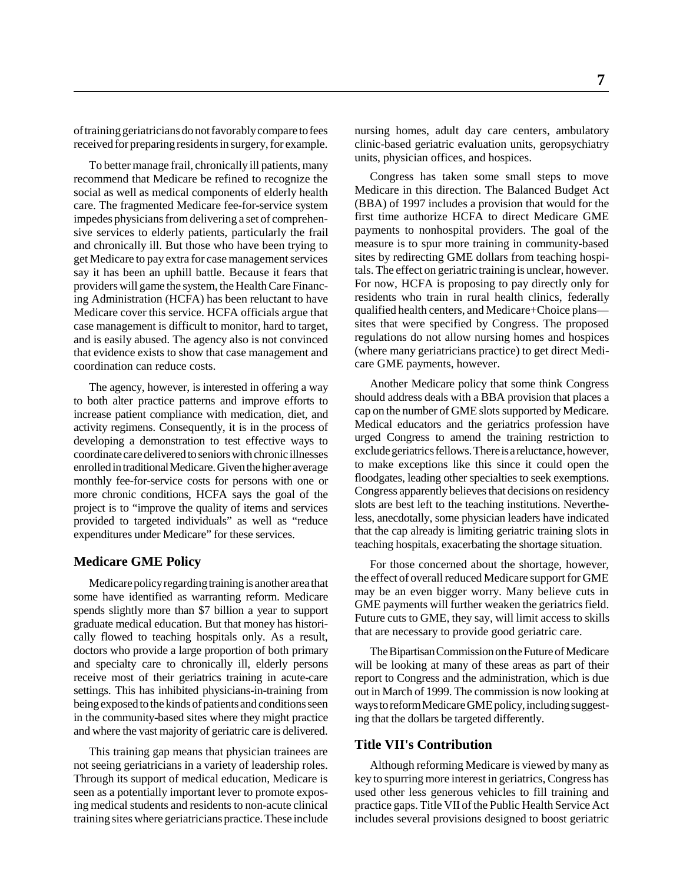of training geriatricians do not favorably compare to fees received for preparing residents in surgery, for example.

To better manage frail, chronically ill patients, many recommend that Medicare be refined to recognize the social as well as medical components of elderly health care. The fragmented Medicare fee-for-service system impedes physicians from delivering a set of comprehensive services to elderly patients, particularly the frail and chronically ill. But those who have been trying to get Medicare to pay extra for case management services say it has been an uphill battle. Because it fears that providers will game the system, the Health Care Financing Administration (HCFA) has been reluctant to have Medicare cover this service. HCFA officials argue that case management is difficult to monitor, hard to target, and is easily abused. The agency also is not convinced that evidence exists to show that case management and coordination can reduce costs.

The agency, however, is interested in offering a way to both alter practice patterns and improve efforts to increase patient compliance with medication, diet, and activity regimens. Consequently, it is in the process of developing a demonstration to test effective ways to coordinate care delivered to seniors with chronic illnesses enrolled in traditional Medicare. Given the higher average monthly fee-for-service costs for persons with one or more chronic conditions, HCFA says the goal of the project is to "improve the quality of items and services provided to targeted individuals" as well as "reduce expenditures under Medicare" for these services.

## Medicare GME Policy

Medicare policy regarding training is another area that some have identified as warranting reform. Medicare spends slightly more than \$7 billion a year to support graduate medical education. But that money has historically flowed to teaching hospitals only. As a result, doctors who provide a large proportion of both primary and specialty care to chronically ill, elderly persons receive most of their geriatrics training in acute-care settings. This has inhibited physicians-in-training from being exposed to the kinds of patients and conditions seen in the community-based sites where they might practice and where the vast majority of geriatric care is delivered.

This training gap means that physician trainees are not seeing geriatricians in a variety of leadership roles. Through its support of medical education, Medicare is seen as a potentially important lever to promote exposing medical students and residents to non-acute clinical training sites where geriatricians practice. These include nursing homes, adult day care centers, ambulatory clinic-based geriatric evaluation units, geropsychiatry units, physician offices, and hospices.

Congress has taken some small steps to move Medicare in this direction. The Balanced Budget Act (BBA) of 1997 includes a provision that would for the first time authorize HCFA to direct Medicare GME payments to nonhospital providers. The goal of the measure is to spur more training in community-based sites by redirecting GME dollars from teaching hospitals. The effect on geriatric training is unclear, however. For now, HCFA is proposing to pay directly only for residents who train in rural health clinics, federally qualified health centers, and Medicare+Choice plans—sites that were specified by Congress. The proposed regulations do not allow nursing homes and hospices (where many geriatricians practice) to get direct Medicare GME payments, however.

Another Medicare policy that some think Congress should address deals with a BBA provision that places a cap on the number of GME slots supported by Medicare. Medical educators and the geriatrics profession have urged Congress to amend the training restriction to exclude geriatrics fellows. There is a reluctance, however, to make exceptions like this since it could open the floodgates, leading other specialties to seek exemptions. Congress apparently believes that decisions on residency slots are best left to the teaching institutions. Nevertheless, anecdotally, some physician leaders have indicated that the cap already is limiting geriatric training slots in teaching hospitals, exacerbating the shortage situation.

For those concerned about the shortage, however, the effect of overall reduced Medicare support for GME may be an even bigger worry. Many believe cuts in GME payments will further weaken the geriatrics field. Future cuts to GME, they say, will limit access to skills that are necessary to provide good geriatric care.

The Bipartisan Commission on the Future of Medicare will be looking at many of these areas as part of their report to Congress and the administration, which is due out in March of 1999. The commission is now looking at ways to reform Medicare GME policy, including suggesting that the dollars be targeted differently.

## Title VII's Contribution

Although reforming Medicare is viewed by many as key to spurring more interest in geriatrics, Congress has used other less generous vehicles to fill training and practice gaps. Title VII of the Public Health Service Act includes several provisions designed to boost geriatric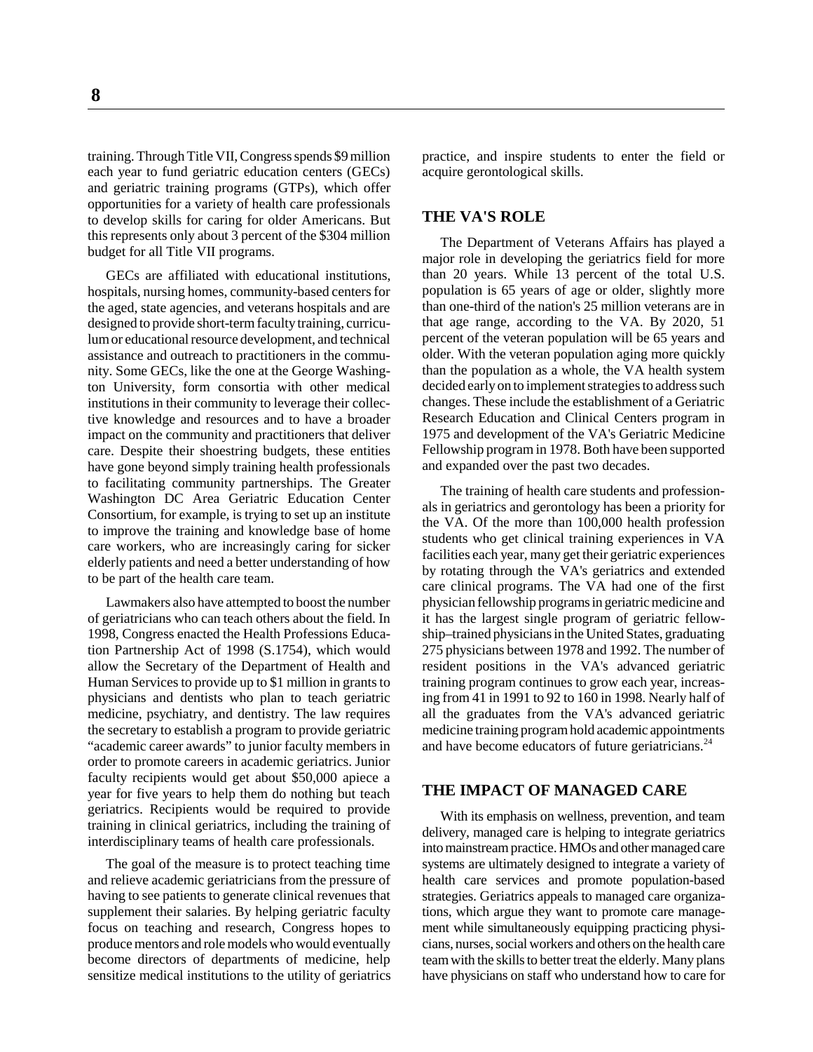training. Through Title VII, Congress spends $9 million each year to fund geriatric education centers (GECs) and geriatric training programs (GTPs), which offer opportunities for a variety of health care professionals to develop skills for caring for older Americans. But this represents only about 3 percent of the $304 million budget for all Title VII programs.

GECs are affiliated with educational institutions, hospitals, nursing homes, community-based centers for the aged, state agencies, and veterans hospitals and are designed to provide short-term faculty training, curriculum or educational resource development, and technical assistance and outreach to practitioners in the community. Some GECs, like the one at the George Washington University, form consortia with other medical institutions in their community to leverage their collective knowledge and resources and to have a broader impact on the community and practitioners that deliver care. Despite their shoestring budgets, these entities have gone beyond simply training health professionals to facilitating community partnerships. The Greater Washington DC Area Geriatric Education Center Consortium, for example, is trying to set up an institute to improve the training and knowledge base of home care workers, who are increasingly caring for sicker elderly patients and need a better understanding of how to be part of the health care team.

Lawmakers also have attempted to boost the number of geriatricians who can teach others about the field. In 1998, Congress enacted the Health Professions Education Partnership Act of 1998 (S.1754), which would allow the Secretary of the Department of Health and Human Services to provide up to $1 million in grants to physicians and dentists who plan to teach geriatric medicine, psychiatry, and dentistry. The law requires the secretary to establish a program to provide geriatric "academic career awards" to junior faculty members in order to promote careers in academic geriatrics. Junior faculty recipients would get about $50,000 apiece a year for five years to help them do nothing but teach geriatrics. Recipients would be required to provide training in clinical geriatrics, including the training of interdisciplinary teams of health care professionals.

The goal of the measure is to protect teaching time and relieve academic geriatricians from the pressure of having to see patients to generate clinical revenues that supplement their salaries. By helping geriatric faculty focus on teaching and research, Congress hopes to produce mentors and role models who would eventually become directors of departments of medicine, help sensitize medical institutions to the utility of geriatrics practice, and inspire students to enter the field or acquire gerontological skills.

## THE VA'S ROLE

The Department of Veterans Affairs has played a major role in developing the geriatrics field for more than 20 years. While 13 percent of the total U.S. population is 65 years of age or older, slightly more than one-third of the nation's 25 million veterans are in that age range, according to the VA. By 2020, 51 percent of the veteran population will be 65 years and older. With the veteran population aging more quickly than the population as a whole, the VA health system decided early on to implement strategies to address such changes. These include the establishment of a Geriatric Research Education and Clinical Centers program in 1975 and development of the VA's Geriatric Medicine Fellowship program in 1978. Both have been supported and expanded over the past two decades.

The training of health care students and professionals in geriatrics and gerontology has been a priority for the VA. Of the more than 100,000 health profession students who get clinical training experiences in VA facilities each year, many get their geriatric experiences by rotating through the VA's geriatrics and extended care clinical programs. The VA had one of the first physician fellowship programs in geriatric medicine and it has the largest single program of geriatric fellowship–trained physicians in the United States, graduating 275 physicians between 1978 and 1992. The number of resident positions in the VA's advanced geriatric training program continues to grow each year, increasing from 41 in 1991 to 92 to 160 in 1998. Nearly half of all the graduates from the VA's advanced geriatric medicine training program hold academic appointments and have become educators of future geriatricians.[24]

## THE IMPACT OF MANAGED CARE

With its emphasis on wellness, prevention, and team delivery, managed care is helping to integrate geriatrics into mainstream practice. HMOs and other managed care systems are ultimately designed to integrate a variety of health care services and promote population-based strategies. Geriatrics appeals to managed care organizations, which argue they want to promote care management while simultaneously equipping practicing physicians, nurses, social workers and others on the health care team with the skills to better treat the elderly. Many plans have physicians on staff who understand how to care for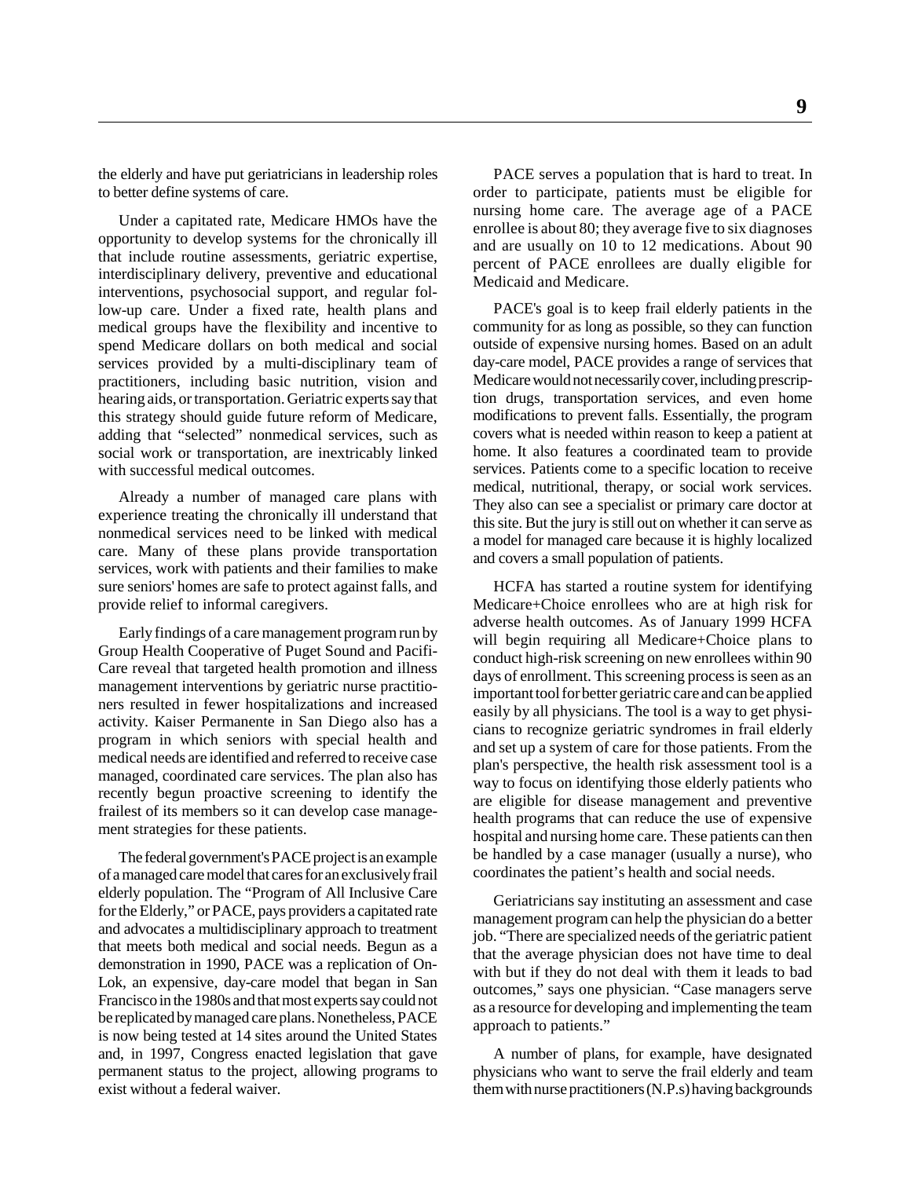the elderly and have put geriatricians in leadership roles to better define systems of care.

Under a capitated rate, Medicare HMOs have the opportunity to develop systems for the chronically ill that include routine assessments, geriatric expertise, interdisciplinary delivery, preventive and educational interventions, psychosocial support, and regular follow-up care. Under a fixed rate, health plans and medical groups have the flexibility and incentive to spend Medicare dollars on both medical and social services provided by a multi-disciplinary team of practitioners, including basic nutrition, vision and hearing aids, or transportation. Geriatric experts say that this strategy should guide future reform of Medicare, adding that "selected" nonmedical services, such as social work or transportation, are inextricably linked with successful medical outcomes.

Already a number of managed care plans with experience treating the chronically ill understand that nonmedical services need to be linked with medical care. Many of these plans provide transportation services, work with patients and their families to make sure seniors' homes are safe to protect against falls, and provide relief to informal caregivers.

Early findings of a care management program run by Group Health Cooperative of Puget Sound and PacifiCare reveal that targeted health promotion and illness management interventions by geriatric nurse practitioners resulted in fewer hospitalizations and increased activity. Kaiser Permanente in San Diego also has a program in which seniors with special health and medical needs are identified and referred to receive case managed, coordinated care services. The plan also has recently begun proactive screening to identify the frailest of its members so it can develop case management strategies for these patients.

The federal government's PACE project is an example of a managed care model that cares for an exclusively frail elderly population. The "Program of All Inclusive Care for the Elderly," or PACE, pays providers a capitated rate and advocates a multidisciplinary approach to treatment that meets both medical and social needs. Begun as a demonstration in 1990, PACE was a replication of On-Lok, an expensive, day-care model that began in San Francisco in the 1980s and that most experts say could not be replicated by managed care plans. Nonetheless, PACE is now being tested at 14 sites around the United States and, in 1997, Congress enacted legislation that gave permanent status to the project, allowing programs to exist without a federal waiver.

PACE serves a population that is hard to treat. In order to participate, patients must be eligible for nursing home care. The average age of a PACE enrollee is about 80; they average five to six diagnoses and are usually on 10 to 12 medications. About 90 percent of PACE enrollees are dually eligible for Medicaid and Medicare.

PACE's goal is to keep frail elderly patients in the community for as long as possible, so they can function outside of expensive nursing homes. Based on an adult day-care model, PACE provides a range of services that Medicare would not necessarily cover, including prescription drugs, transportation services, and even home modifications to prevent falls. Essentially, the program covers what is needed within reason to keep a patient at home. It also features a coordinated team to provide services. Patients come to a specific location to receive medical, nutritional, therapy, or social work services. They also can see a specialist or primary care doctor at this site. But the jury is still out on whether it can serve as a model for managed care because it is highly localized and covers a small population of patients.

HCFA has started a routine system for identifying Medicare+Choice enrollees who are at high risk for adverse health outcomes. As of January 1999 HCFA will begin requiring all Medicare+Choice plans to conduct high-risk screening on new enrollees within 90 days of enrollment. This screening process is seen as an important tool for better geriatric care and can be applied easily by all physicians. The tool is a way to get physicians to recognize geriatric syndromes in frail elderly and set up a system of care for those patients. From the plan's perspective, the health risk assessment tool is a way to focus on identifying those elderly patients who are eligible for disease management and preventive health programs that can reduce the use of expensive hospital and nursing home care. These patients can then be handled by a case manager (usually a nurse), who coordinates the patient's health and social needs.

Geriatricians say instituting an assessment and case management program can help the physician do a better job. "There are specialized needs of the geriatric patient that the average physician does not have time to deal with but if they do not deal with them it leads to bad outcomes," says one physician. "Case managers serve as a resource for developing and implementing the team approach to patients."

A number of plans, for example, have designated physicians who want to serve the frail elderly and team them with nurse practitioners (N.P.s) having backgrounds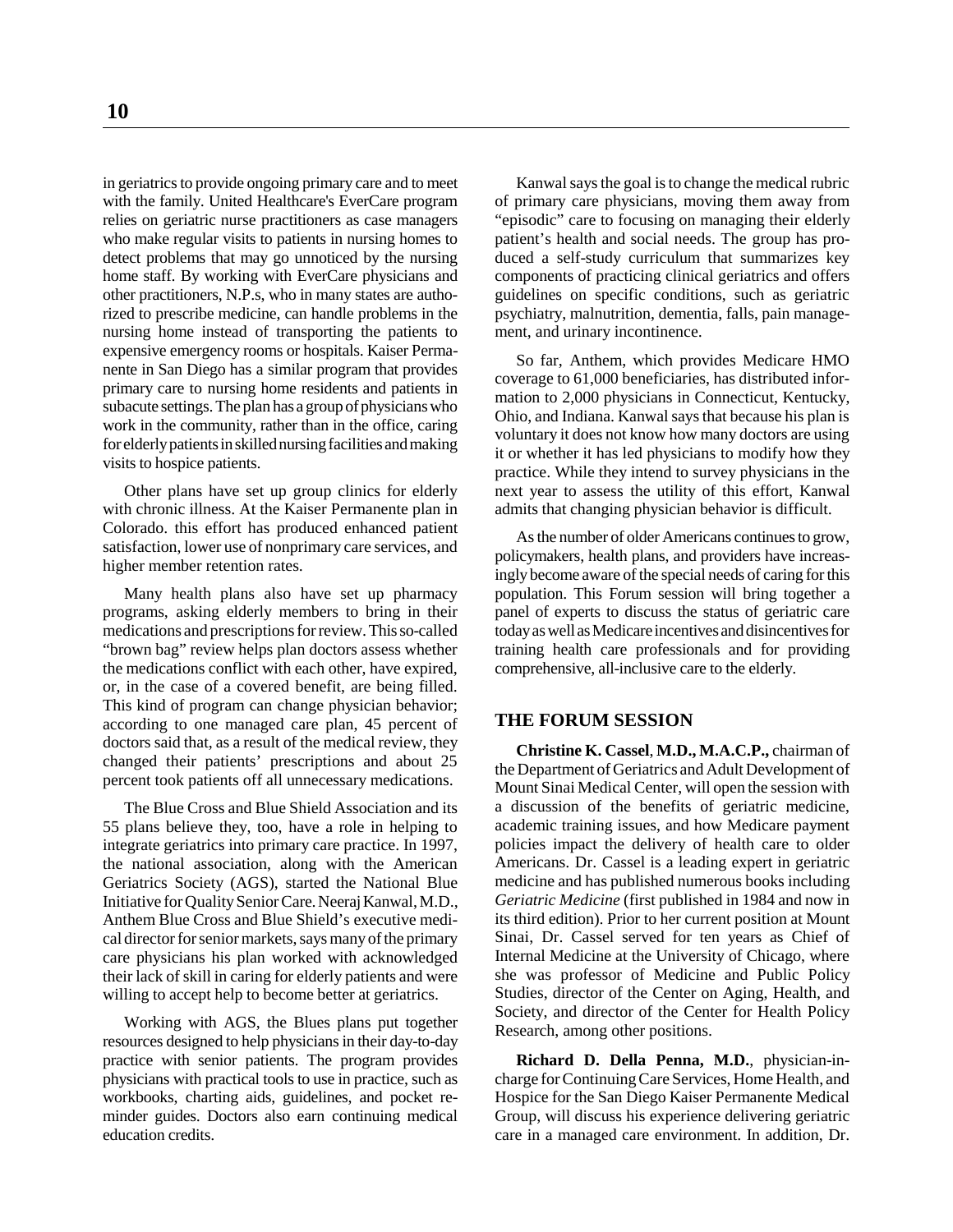in geriatrics to provide ongoing primary care and to meet with the family. United Healthcare's EverCare program relies on geriatric nurse practitioners as case managers who make regular visits to patients in nursing homes to detect problems that may go unnoticed by the nursing home staff. By working with EverCare physicians and other practitioners, N.P.s, who in many states are authorized to prescribe medicine, can handle problems in the nursing home instead of transporting the patients to expensive emergency rooms or hospitals. Kaiser Permanente in San Diego has a similar program that provides primary care to nursing home residents and patients in subacute settings. The plan has a group of physicians who work in the community, rather than in the office, caring for elderly patients in skilled nursing facilities and making visits to hospice patients.

Other plans have set up group clinics for elderly with chronic illness. At the Kaiser Permanente plan in Colorado. this effort has produced enhanced patient satisfaction, lower use of nonprimary care services, and higher member retention rates.

Many health plans also have set up pharmacy programs, asking elderly members to bring in their medications and prescriptions for review. This so-called "brown bag" review helps plan doctors assess whether the medications conflict with each other, have expired, or, in the case of a covered benefit, are being filled. This kind of program can change physician behavior; according to one managed care plan, 45 percent of doctors said that, as a result of the medical review, they changed their patients' prescriptions and about 25 percent took patients off all unnecessary medications.

The Blue Cross and Blue Shield Association and its 55 plans believe they, too, have a role in helping to integrate geriatrics into primary care practice. In 1997, the national association, along with the American Geriatrics Society (AGS), started the National Blue Initiative for Quality Senior Care. Neeraj Kanwal, M.D., Anthem Blue Cross and Blue Shield's executive medical director for senior markets, says many of the primary care physicians his plan worked with acknowledged their lack of skill in caring for elderly patients and were willing to accept help to become better at geriatrics.

Working with AGS, the Blues plans put together resources designed to help physicians in their day-to-day practice with senior patients. The program provides physicians with practical tools to use in practice, such as workbooks, charting aids, guidelines, and pocket reminder guides. Doctors also earn continuing medical education credits.

Kanwal says the goal is to change the medical rubric of primary care physicians, moving them away from "episodic" care to focusing on managing their elderly patient's health and social needs. The group has produced a self-study curriculum that summarizes key components of practicing clinical geriatrics and offers guidelines on specific conditions, such as geriatric psychiatry, malnutrition, dementia, falls, pain management, and urinary incontinence.

So far, Anthem, which provides Medicare HMO coverage to 61,000 beneficiaries, has distributed information to 2,000 physicians in Connecticut, Kentucky, Ohio, and Indiana. Kanwal says that because his plan is voluntary it does not know how many doctors are using it or whether it has led physicians to modify how they practice. While they intend to survey physicians in the next year to assess the utility of this effort, Kanwal admits that changing physician behavior is difficult.

As the number of older Americans continues to grow, policymakers, health plans, and providers have increasingly become aware of the special needs of caring for this population. This Forum session will bring together a panel of experts to discuss the status of geriatric care today as well as Medicare incentives and disincentives for training health care professionals and for providing comprehensive, all-inclusive care to the elderly.

## THE FORUM SESSION

**Christine K. Cassel, M.D., M.A.C.P.,** chairman of the Department of Geriatrics and Adult Development of Mount Sinai Medical Center, will open the session with a discussion of the benefits of geriatric medicine, academic training issues, and how Medicare payment policies impact the delivery of health care to older Americans. Dr. Cassel is a leading expert in geriatric medicine and has published numerous books including *Geriatric Medicine* (first published in 1984 and now in its third edition). Prior to her current position at Mount Sinai, Dr. Cassel served for ten years as Chief of Internal Medicine at the University of Chicago, where she was professor of Medicine and Public Policy Studies, director of the Center on Aging, Health, and Society, and director of the Center for Health Policy Research, among other positions.

**Richard D. Della Penna, M.D.**, physician-in-charge for Continuing Care Services, Home Health, and Hospice for the San Diego Kaiser Permanente Medical Group, will discuss his experience delivering geriatric care in a managed care environment. In addition, Dr.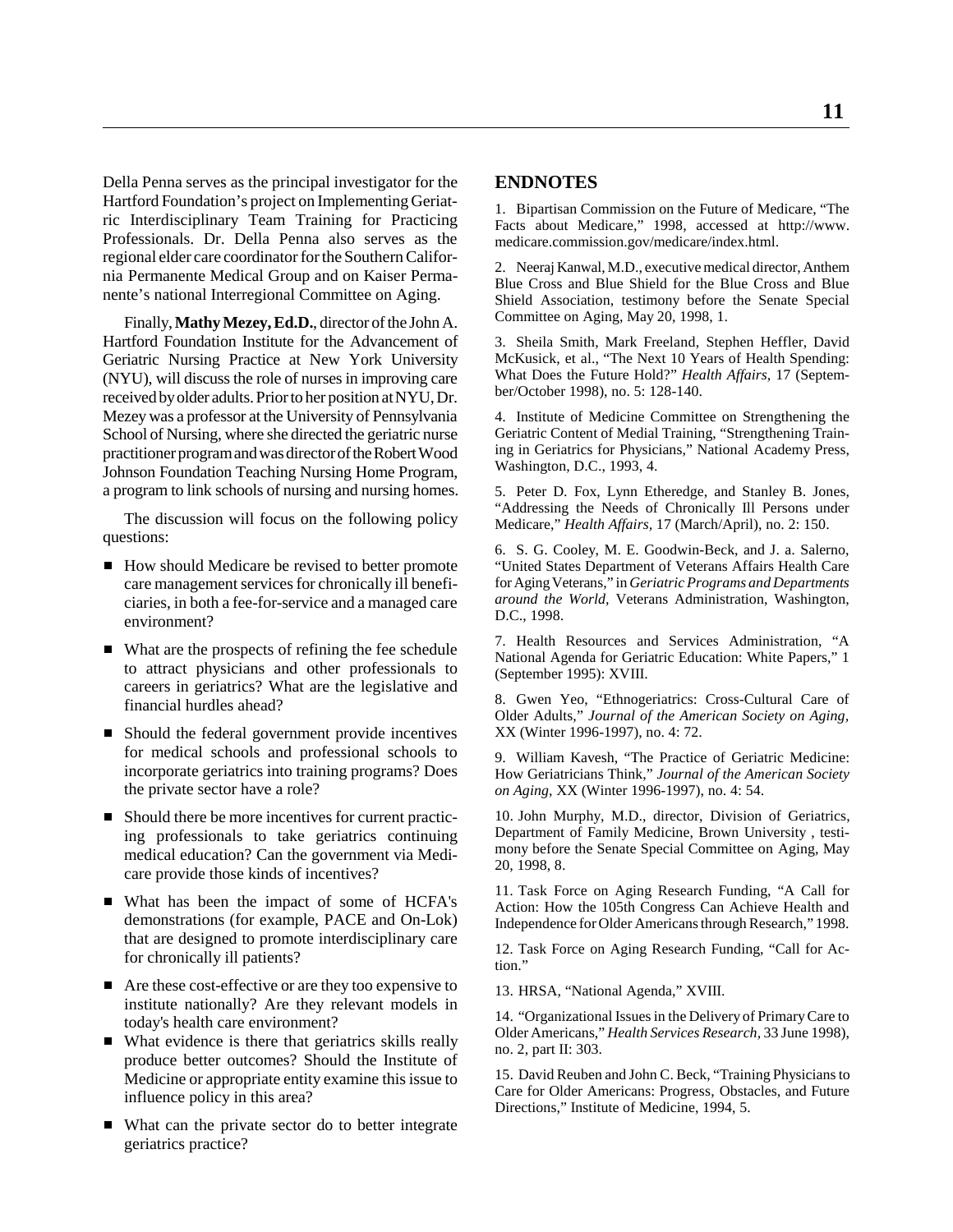Della Penna serves as the principal investigator for the Hartford Foundation's project on Implementing Geriatric Interdisciplinary Team Training for Practicing Professionals. Dr. Della Penna also serves as the regional elder care coordinator for the Southern California Permanente Medical Group and on Kaiser Permanente's national Interregional Committee on Aging.

Finally, **Mathy Mezey, Ed.D.**, director of the John A. Hartford Foundation Institute for the Advancement of Geriatric Nursing Practice at New York University (NYU), will discuss the role of nurses in improving care received by older adults. Prior to her position at NYU, Dr. Mezey was a professor at the University of Pennsylvania School of Nursing, where she directed the geriatric nurse practitioner program and was director of the Robert Wood Johnson Foundation Teaching Nursing Home Program, a program to link schools of nursing and nursing homes.

The discussion will focus on the following policy questions:

- How should Medicare be revised to better promote care management services for chronically ill beneficiaries, in both a fee-for-service and a managed care environment?
- What are the prospects of refining the fee schedule to attract physicians and other professionals to careers in geriatrics? What are the legislative and financial hurdles ahead?
- Should the federal government provide incentives for medical schools and professional schools to incorporate geriatrics into training programs? Does the private sector have a role?
- Should there be more incentives for current practicing professionals to take geriatrics continuing medical education? Can the government via Medicare provide those kinds of incentives?
- What has been the impact of some of HCFA's demonstrations (for example, PACE and On-Lok) that are designed to promote interdisciplinary care for chronically ill patients?
- Are these cost-effective or are they too expensive to institute nationally? Are they relevant models in today's health care environment?
- What evidence is there that geriatrics skills really produce better outcomes? Should the Institute of Medicine or appropriate entity examine this issue to influence policy in this area?
- What can the private sector do to better integrate geriatrics practice?

## ENDNOTES

1. Bipartisan Commission on the Future of Medicare, "The Facts about Medicare," 1998, accessed at http://www.medicare.commission.gov/medicare/index.html.

2. Neeraj Kanwal, M.D., executive medical director, Anthem Blue Cross and Blue Shield for the Blue Cross and Blue Shield Association, testimony before the Senate Special Committee on Aging, May 20, 1998, 1.

3. Sheila Smith, Mark Freeland, Stephen Heffler, David McKusick, et al., "The Next 10 Years of Health Spending: What Does the Future Hold?" *Health Affairs,* 17 (September/October 1998), no. 5: 128-140.

4. Institute of Medicine Committee on Strengthening the Geriatric Content of Medial Training, "Strengthening Training in Geriatrics for Physicians," National Academy Press, Washington, D.C., 1993, 4.

5. Peter D. Fox, Lynn Etheredge, and Stanley B. Jones, "Addressing the Needs of Chronically Ill Persons under Medicare," *Health Affairs,* 17 (March/April), no. 2: 150.

6. S. G. Cooley, M. E. Goodwin-Beck, and J. a. Salerno, "United States Department of Veterans Affairs Health Care for Aging Veterans," in *Geriatric Programs and Departments around the World,* Veterans Administration, Washington, D.C., 1998.

7. Health Resources and Services Administration, "A National Agenda for Geriatric Education: White Papers," 1 (September 1995): XVIII.

8. Gwen Yeo, "Ethnogeriatrics: Cross-Cultural Care of Older Adults," *Journal of the American Society on Aging,* XX (Winter 1996-1997), no. 4: 72.

9. William Kavesh, "The Practice of Geriatric Medicine: How Geriatricians Think," *Journal of the American Society on Aging,* XX (Winter 1996-1997), no. 4: 54.

10. John Murphy, M.D., director, Division of Geriatrics, Department of Family Medicine, Brown University , testimony before the Senate Special Committee on Aging, May 20, 1998, 8.

11. Task Force on Aging Research Funding, "A Call for Action: How the 105th Congress Can Achieve Health and Independence for Older Americans through Research," 1998.

12. Task Force on Aging Research Funding, "Call for Action."

13. HRSA, "National Agenda," XVIII.

14. "Organizational Issues in the Delivery of Primary Care to Older Americans," *Health Services Research,* 33 June 1998), no. 2, part II: 303.

15. David Reuben and John C. Beck, "Training Physicians to Care for Older Americans: Progress, Obstacles, and Future Directions," Institute of Medicine, 1994, 5.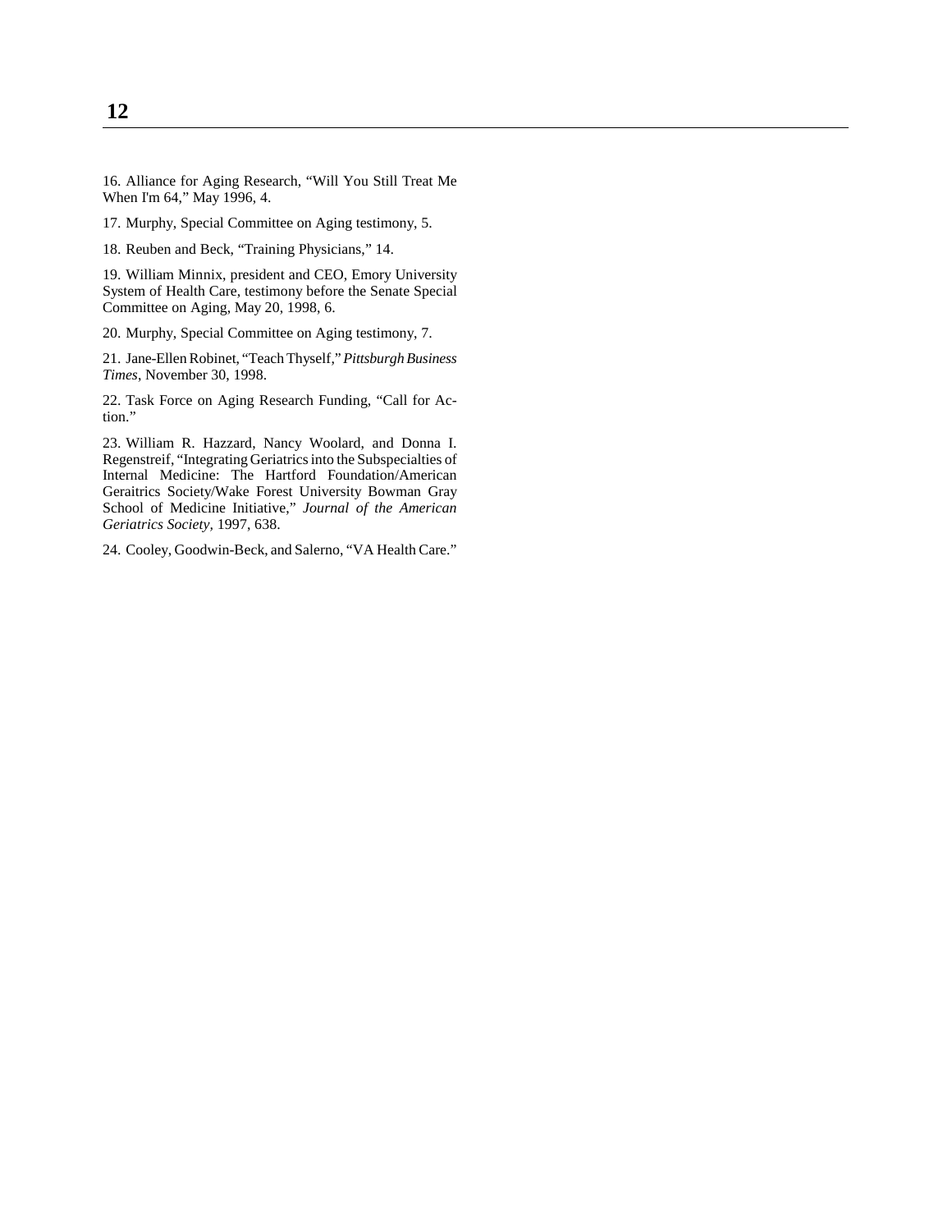16. Alliance for Aging Research, "Will You Still Treat Me When I'm 64," May 1996, 4.

17. Murphy, Special Committee on Aging testimony, 5.

18. Reuben and Beck, "Training Physicians," 14.

19. William Minnix, president and CEO, Emory University System of Health Care, testimony before the Senate Special Committee on Aging, May 20, 1998, 6.

20. Murphy, Special Committee on Aging testimony, 7.

21. Jane-Ellen Robinet, "Teach Thyself," *Pittsburgh Business Times*, November 30, 1998.

22. Task Force on Aging Research Funding, "Call for Action."

23. William R. Hazzard, Nancy Woolard, and Donna I. Regenstreif, "Integrating Geriatrics into the Subspecialties of Internal Medicine: The Hartford Foundation/American Geraitrics Society/Wake Forest University Bowman Gray School of Medicine Initiative," *Journal of the American Geriatrics Society*, 1997, 638.

24. Cooley, Goodwin-Beck, and Salerno, "VA Health Care."